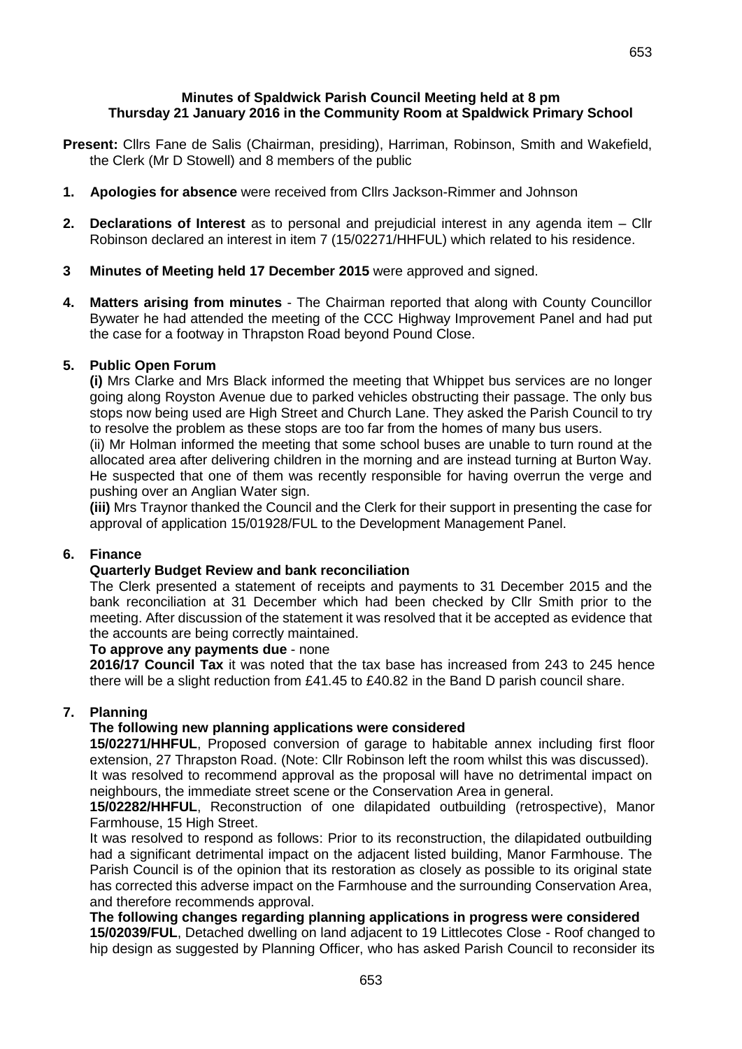**Minutes of Spaldwick Parish Council Meeting held at 8 pm Thursday 21 January 2016 in the Community Room at Spaldwick Primary School**

**Present:** Cllrs Fane de Salis (Chairman, presiding), Harriman, Robinson, Smith and Wakefield, the Clerk (Mr D Stowell) and 8 members of the public

1. **Apologies for absence** were received from Cllrs Jackson-Rimmer and Johnson

2. **Declarations of Interest** as to personal and prejudicial interest in any agenda item – Cllr Robinson declared an interest in item 7 (15/02271/HHFUL) which related to his residence.

3. **Minutes of Meeting held 17 December 2015** were approved and signed.

4. **Matters arising from minutes** - The Chairman reported that along with County Councillor Bywater he had attended the meeting of the CCC Highway Improvement Panel and had put the case for a footway in Thrapston Road beyond Pound Close.

5. **Public Open Forum**

   **(i)** Mrs Clarke and Mrs Black informed the meeting that Whippet bus services are no longer going along Royston Avenue due to parked vehicles obstructing their passage. The only bus stops now being used are High Street and Church Lane. They asked the Parish Council to try to resolve the problem as these stops are too far from the homes of many bus users.

   (ii) Mr Holman informed the meeting that some school buses are unable to turn round at the allocated area after delivering children in the morning and are instead turning at Burton Way. He suspected that one of them was recently responsible for having overrun the verge and pushing over an Anglian Water sign.

   **(iii)** Mrs Traynor thanked the Council and the Clerk for their support in presenting the case for approval of application 15/01928/FUL to the Development Management Panel.

6. **Finance**

   **Quarterly Budget Review and bank reconciliation**

   The Clerk presented a statement of receipts and payments to 31 December 2015 and the bank reconciliation at 31 December which had been checked by Cllr Smith prior to the meeting. After discussion of the statement it was resolved that it be accepted as evidence that the accounts are being correctly maintained.

   **To approve any payments due** - none

   **2016/17 Council Tax** it was noted that the tax base has increased from 243 to 245 hence there will be a slight reduction from £41.45 to £40.82 in the Band D parish council share.

7. **Planning**

   **The following new planning applications were considered**

   **15/02271/HHFUL**, Proposed conversion of garage to habitable annex including first floor extension, 27 Thrapston Road. (Note: Cllr Robinson left the room whilst this was discussed). It was resolved to recommend approval as the proposal will have no detrimental impact on neighbours, the immediate street scene or the Conservation Area in general.

   **15/02282/HHFUL**, Reconstruction of one dilapidated outbuilding (retrospective), Manor Farmhouse, 15 High Street.

   It was resolved to respond as follows: Prior to its reconstruction, the dilapidated outbuilding had a significant detrimental impact on the adjacent listed building, Manor Farmhouse. The Parish Council is of the opinion that its restoration as closely as possible to its original state has corrected this adverse impact on the Farmhouse and the surrounding Conservation Area, and therefore recommends approval.

   **The following changes regarding planning applications in progress were considered**

   **15/02039/FUL**, Detached dwelling on land adjacent to 19 Littlecotes Close - Roof changed to hip design as suggested by Planning Officer, who has asked Parish Council to reconsider its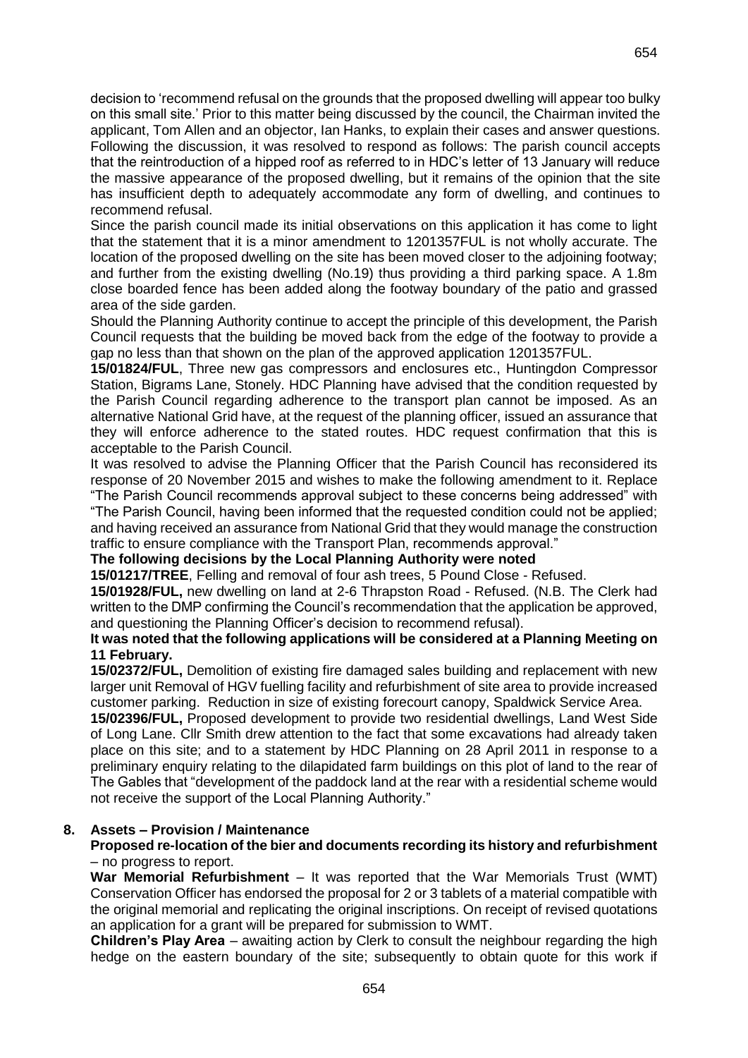decision to 'recommend refusal on the grounds that the proposed dwelling will appear too bulky on this small site.' Prior to this matter being discussed by the council, the Chairman invited the applicant, Tom Allen and an objector, Ian Hanks, to explain their cases and answer questions. Following the discussion, it was resolved to respond as follows: The parish council accepts that the reintroduction of a hipped roof as referred to in HDC's letter of 13 January will reduce the massive appearance of the proposed dwelling, but it remains of the opinion that the site has insufficient depth to adequately accommodate any form of dwelling, and continues to recommend refusal.

Since the parish council made its initial observations on this application it has come to light that the statement that it is a minor amendment to 1201357FUL is not wholly accurate. The location of the proposed dwelling on the site has been moved closer to the adjoining footway; and further from the existing dwelling (No.19) thus providing a third parking space. A 1.8m close boarded fence has been added along the footway boundary of the patio and grassed area of the side garden.

Should the Planning Authority continue to accept the principle of this development, the Parish Council requests that the building be moved back from the edge of the footway to provide a gap no less than that shown on the plan of the approved application 1201357FUL.

**15/01824/FUL**, Three new gas compressors and enclosures etc., Huntingdon Compressor Station, Bigrams Lane, Stonely. HDC Planning have advised that the condition requested by the Parish Council regarding adherence to the transport plan cannot be imposed. As an alternative National Grid have, at the request of the planning officer, issued an assurance that they will enforce adherence to the stated routes. HDC request confirmation that this is acceptable to the Parish Council.

It was resolved to advise the Planning Officer that the Parish Council has reconsidered its response of 20 November 2015 and wishes to make the following amendment to it. Replace "The Parish Council recommends approval subject to these concerns being addressed" with "The Parish Council, having been informed that the requested condition could not be applied; and having received an assurance from National Grid that they would manage the construction traffic to ensure compliance with the Transport Plan, recommends approval."

**The following decisions by the Local Planning Authority were noted**

**15/01217/TREE**, Felling and removal of four ash trees, 5 Pound Close - Refused.

**15/01928/FUL,** new dwelling on land at 2-6 Thrapston Road - Refused. (N.B. The Clerk had written to the DMP confirming the Council's recommendation that the application be approved, and questioning the Planning Officer's decision to recommend refusal).

**It was noted that the following applications will be considered at a Planning Meeting on 11 February.**

**15/02372/FUL,** Demolition of existing fire damaged sales building and replacement with new larger unit Removal of HGV fuelling facility and refurbishment of site area to provide increased customer parking. Reduction in size of existing forecourt canopy, Spaldwick Service Area.

**15/02396/FUL,** Proposed development to provide two residential dwellings, Land West Side of Long Lane. Cllr Smith drew attention to the fact that some excavations had already taken place on this site; and to a statement by HDC Planning on 28 April 2011 in response to a preliminary enquiry relating to the dilapidated farm buildings on this plot of land to the rear of The Gables that "development of the paddock land at the rear with a residential scheme would not receive the support of the Local Planning Authority."

## 8. Assets – Provision / Maintenance

**Proposed re-location of the bier and documents recording its history and refurbishment** – no progress to report.

**War Memorial Refurbishment** – It was reported that the War Memorials Trust (WMT) Conservation Officer has endorsed the proposal for 2 or 3 tablets of a material compatible with the original memorial and replicating the original inscriptions. On receipt of revised quotations an application for a grant will be prepared for submission to WMT.

**Children's Play Area** – awaiting action by Clerk to consult the neighbour regarding the high hedge on the eastern boundary of the site; subsequently to obtain quote for this work if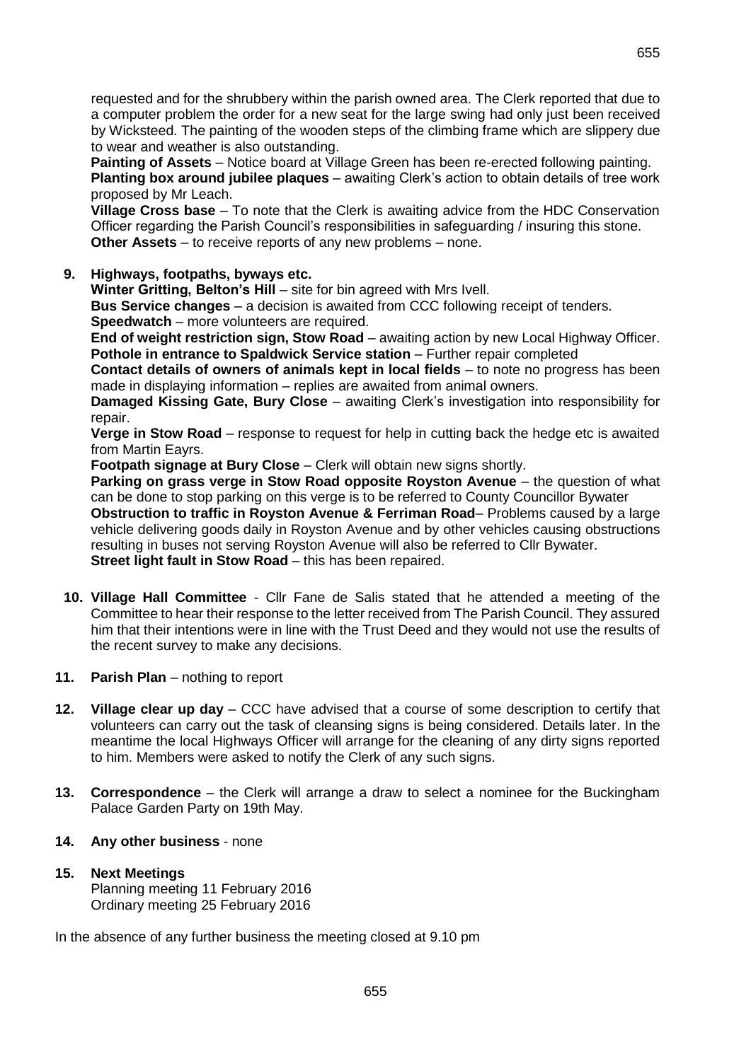requested and for the shrubbery within the parish owned area. The Clerk reported that due to a computer problem the order for a new seat for the large swing had only just been received by Wicksteed. The painting of the wooden steps of the climbing frame which are slippery due to wear and weather is also outstanding.

**Painting of Assets** – Notice board at Village Green has been re-erected following painting.

**Planting box around jubilee plaques** – awaiting Clerk's action to obtain details of tree work proposed by Mr Leach.

**Village Cross base** – To note that the Clerk is awaiting advice from the HDC Conservation Officer regarding the Parish Council's responsibilities in safeguarding / insuring this stone.

**Other Assets** – to receive reports of any new problems – none.

**9. Highways, footpaths, byways etc.**

**Winter Gritting, Belton's Hill** – site for bin agreed with Mrs Ivell.

**Bus Service changes** – a decision is awaited from CCC following receipt of tenders.

**Speedwatch** – more volunteers are required.

**End of weight restriction sign, Stow Road** – awaiting action by new Local Highway Officer.

**Pothole in entrance to Spaldwick Service station** – Further repair completed

**Contact details of owners of animals kept in local fields** – to note no progress has been made in displaying information – replies are awaited from animal owners.

**Damaged Kissing Gate, Bury Close** – awaiting Clerk's investigation into responsibility for repair.

**Verge in Stow Road** – response to request for help in cutting back the hedge etc is awaited from Martin Eayrs.

**Footpath signage at Bury Close** – Clerk will obtain new signs shortly.

**Parking on grass verge in Stow Road opposite Royston Avenue** – the question of what can be done to stop parking on this verge is to be referred to County Councillor Bywater

**Obstruction to traffic in Royston Avenue & Ferriman Road**– Problems caused by a large vehicle delivering goods daily in Royston Avenue and by other vehicles causing obstructions resulting in buses not serving Royston Avenue will also be referred to Cllr Bywater.

**Street light fault in Stow Road** – this has been repaired.

**10. Village Hall Committee** - Cllr Fane de Salis stated that he attended a meeting of the Committee to hear their response to the letter received from The Parish Council. They assured him that their intentions were in line with the Trust Deed and they would not use the results of the recent survey to make any decisions.

**11. Parish Plan** – nothing to report

**12. Village clear up day** – CCC have advised that a course of some description to certify that volunteers can carry out the task of cleansing signs is being considered. Details later. In the meantime the local Highways Officer will arrange for the cleaning of any dirty signs reported to him. Members were asked to notify the Clerk of any such signs.

**13. Correspondence** – the Clerk will arrange a draw to select a nominee for the Buckingham Palace Garden Party on 19th May.

**14. Any other business** - none

**15. Next Meetings**

Planning meeting 11 February 2016
Ordinary meeting 25 February 2016

In the absence of any further business the meeting closed at 9.10 pm